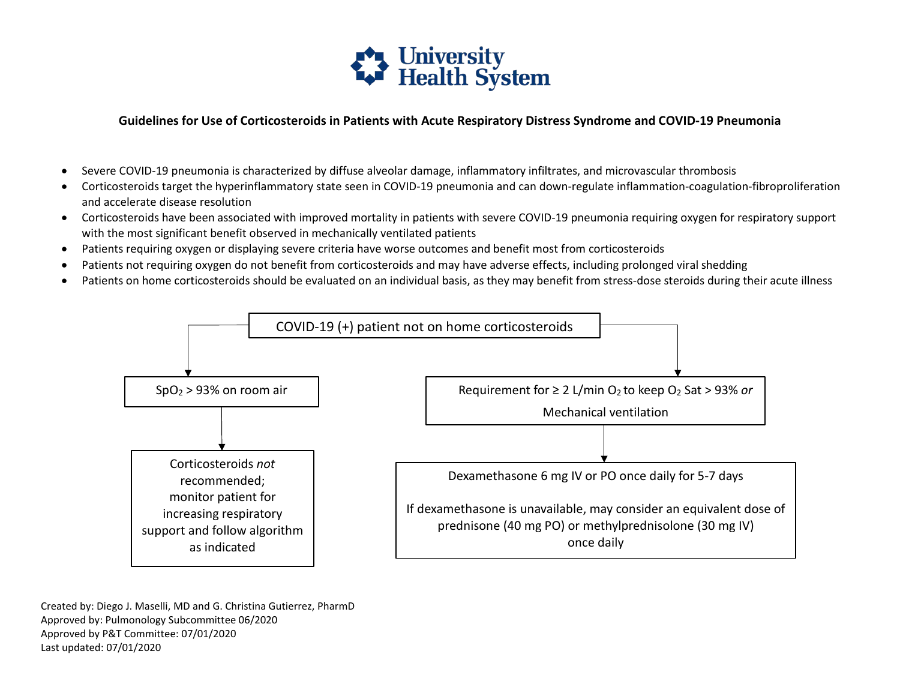University Health System

## Guidelines for Use of Corticosteroids in Patients with Acute Respiratory Distress Syndrome and COVID-19 Pneumonia

- Severe COVID-19 pneumonia is characterized by diffuse alveolar damage, inflammatory infiltrates, and microvascular thrombosis
- Corticosteroids target the hyperinflammatory state seen in COVID-19 pneumonia and can down-regulate inflammation-coagulation-fibroproliferation and accelerate disease resolution
- Corticosteroids have been associated with improved mortality in patients with severe COVID-19 pneumonia requiring oxygen for respiratory support with the most significant benefit observed in mechanically ventilated patients
- Patients requiring oxygen or displaying severe criteria have worse outcomes and benefit most from corticosteroids
- Patients not requiring oxygen do not benefit from corticosteroids and may have adverse effects, including prolonged viral shedding
- Patients on home corticosteroids should be evaluated on an individual basis, as they may benefit from stress-dose steroids during their acute illness

**COVID-19 (+) patient not on home corticosteroids**

- $SpO_2$ > 93% on room air
  - Corticosteroids *not* recommended; monitor patient for increasing respiratory support and follow algorithm as indicated
- Requirement for ≥ 2 L/min $O_2$ to keep $O_2$ Sat > 93% *or* Mechanical ventilation
  - Dexamethasone 6 mg IV or PO once daily for 5-7 days

    If dexamethasone is unavailable, may consider an equivalent dose of prednisone (40 mg PO) or methylprednisolone (30 mg IV) once daily

Created by: Diego J. Maselli, MD and G. Christina Gutierrez, PharmD
Approved by: Pulmonology Subcommittee 06/2020
Approved by P&T Committee: 07/01/2020
Last updated: 07/01/2020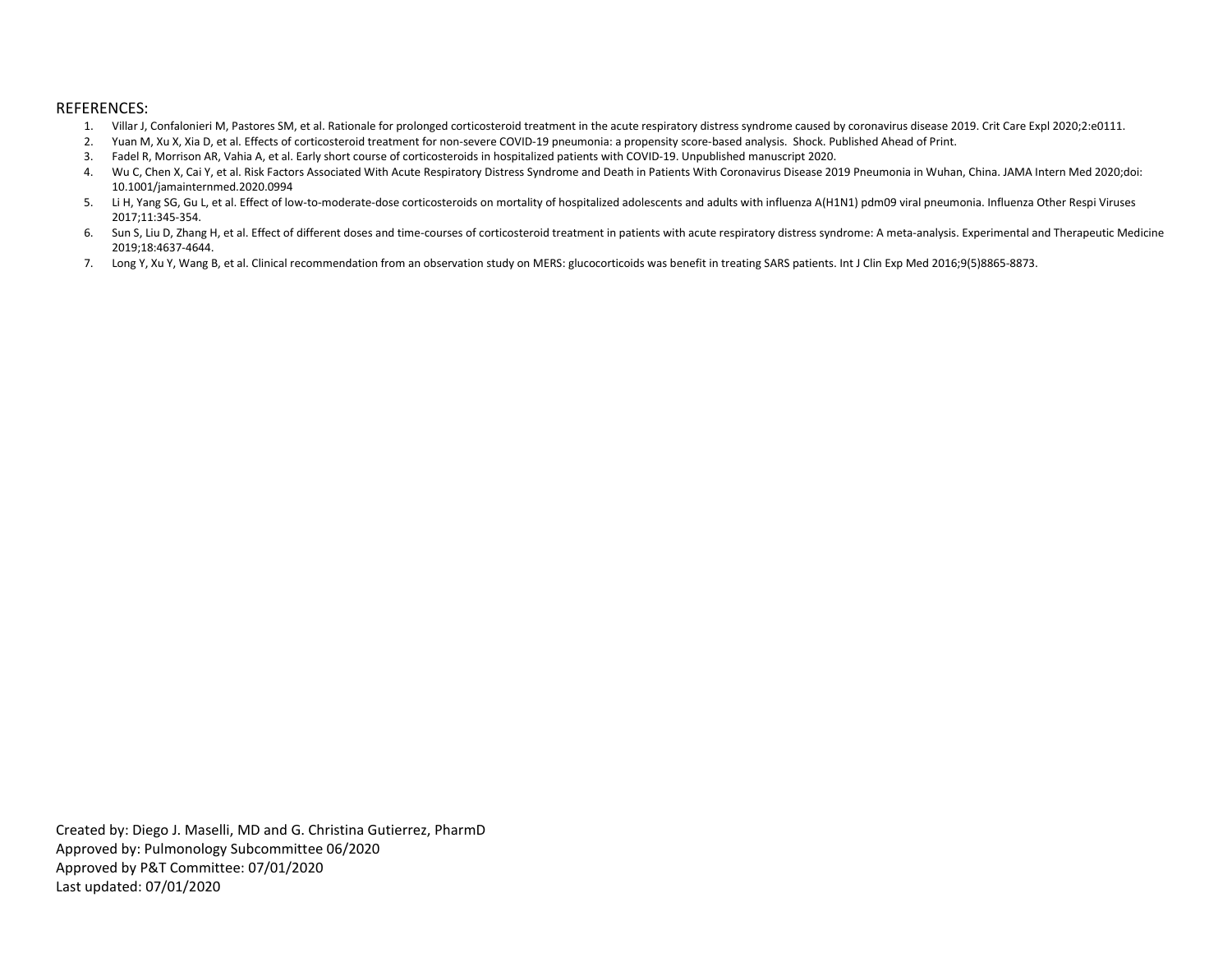REFERENCES:

1. Villar J, Confalonieri M, Pastores SM, et al. Rationale for prolonged corticosteroid treatment in the acute respiratory distress syndrome caused by coronavirus disease 2019. Crit Care Expl 2020;2:e0111.
2. Yuan M, Xu X, Xia D, et al. Effects of corticosteroid treatment for non-severe COVID-19 pneumonia: a propensity score-based analysis. Shock. Published Ahead of Print.
3. Fadel R, Morrison AR, Vahia A, et al. Early short course of corticosteroids in hospitalized patients with COVID-19. Unpublished manuscript 2020.
4. Wu C, Chen X, Cai Y, et al. Risk Factors Associated With Acute Respiratory Distress Syndrome and Death in Patients With Coronavirus Disease 2019 Pneumonia in Wuhan, China. JAMA Intern Med 2020;doi: 10.1001/jamainternmed.2020.0994
5. Li H, Yang SG, Gu L, et al. Effect of low-to-moderate-dose corticosteroids on mortality of hospitalized adolescents and adults with influenza A(H1N1) pdm09 viral pneumonia. Influenza Other Respi Viruses 2017;11:345-354.
6. Sun S, Liu D, Zhang H, et al. Effect of different doses and time-courses of corticosteroid treatment in patients with acute respiratory distress syndrome: A meta-analysis. Experimental and Therapeutic Medicine 2019;18:4637-4644.
7. Long Y, Xu Y, Wang B, et al. Clinical recommendation from an observation study on MERS: glucocorticoids was benefit in treating SARS patients. Int J Clin Exp Med 2016;9(5)8865-8873.

Created by: Diego J. Maselli, MD and G. Christina Gutierrez, PharmD
Approved by: Pulmonology Subcommittee 06/2020
Approved by P&T Committee: 07/01/2020
Last updated: 07/01/2020